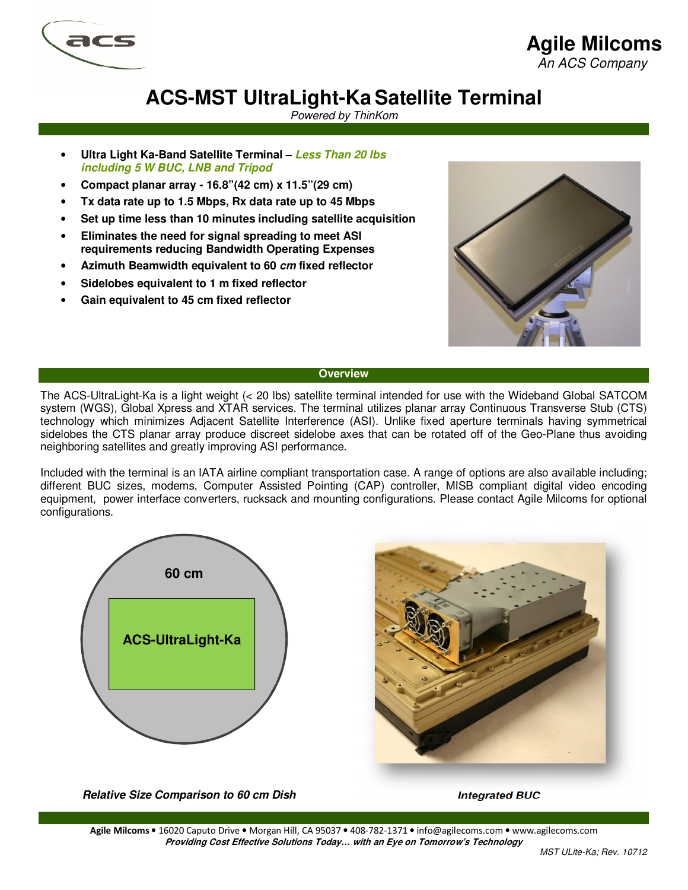# Agile Milcoms

*An ACS Company*

# ACS-MST UltraLight-Ka Satellite Terminal

*Powered by ThinKom*

- **Ultra Light Ka-Band Satellite Terminal –** ***Less Than 20 lbs including 5 W BUC, LNB and Tripod***
- **Compact planar array - 16.8"(42 cm) x 11.5"(29 cm)**
- **Tx data rate up to 1.5 Mbps, Rx data rate up to 45 Mbps**
- **Set up time less than 10 minutes including satellite acquisition**
- **Eliminates the need for signal spreading to meet ASI requirements reducing Bandwidth Operating Expenses**
- **Azimuth Beamwidth equivalent to 60** ***cm*** **fixed reflector**
- **Sidelobes equivalent to 1 m fixed reflector**
- **Gain equivalent to 45 cm fixed reflector**

## Overview

The ACS-UltraLight-Ka is a light weight (< 20 lbs) satellite terminal intended for use with the Wideband Global SATCOM system (WGS), Global Xpress and XTAR services. The terminal utilizes planar array Continuous Transverse Stub (CTS) technology which minimizes Adjacent Satellite Interference (ASI). Unlike fixed aperture terminals having symmetrical sidelobes the CTS planar array produce discreet sidelobe axes that can be rotated off of the Geo-Plane thus avoiding neighboring satellites and greatly improving ASI performance.

Included with the terminal is an IATA airline compliant transportation case. A range of options are also available including; different BUC sizes, modems, Computer Assisted Pointing (CAP) controller, MISB compliant digital video encoding equipment, power interface converters, rucksack and mounting configurations. Please contact Agile Milcoms for optional configurations.

60 cm

ACS-UltraLight-Ka

***Relative Size Comparison to 60 cm Dish***

***Integrated BUC***

**Agile Milcoms** • 16020 Caputo Drive • Morgan Hill, CA 95037 • 408-782-1371 • info@agilecoms.com • www.agilecoms.com

***Providing Cost Effective Solutions Today… with an Eye on Tomorrow's Technology***

*MST ULite-Ka; Rev. 10712*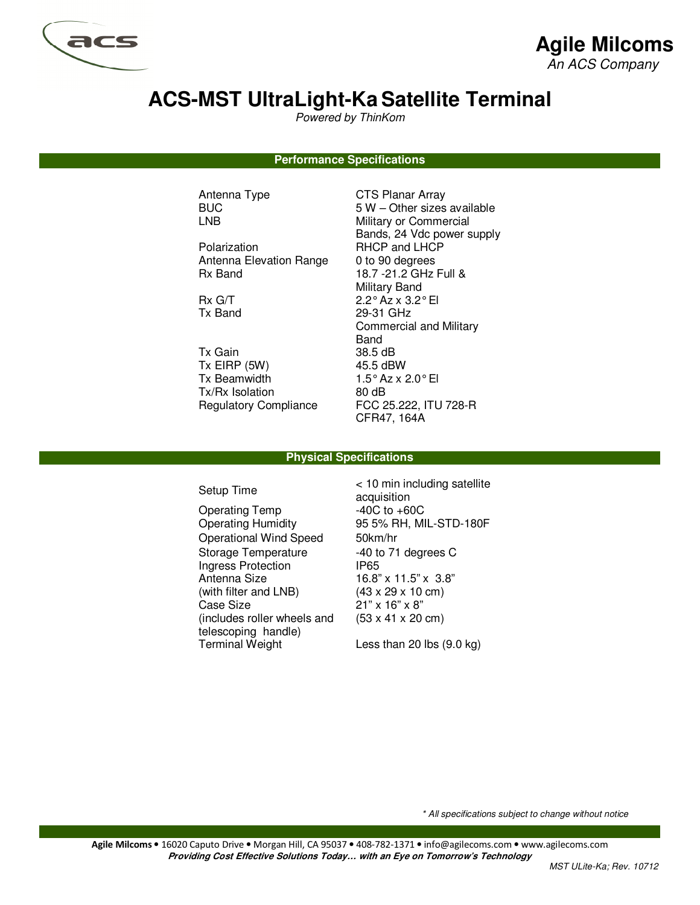**Agile Milcoms**
*An ACS Company*

# ACS-MST UltraLight-Ka Satellite Terminal

*Powered by ThinKom*

## Performance Specifications

| | |
|---|---|
| Antenna Type | CTS Planar Array |
| BUC | 5 W – Other sizes available |
| LNB | Military or Commercial Bands, 24 Vdc power supply |
| Polarization | RHCP and LHCP |
| Antenna Elevation Range | 0 to 90 degrees |
| Rx Band | 18.7 -21.2 GHz Full & Military Band |
| Rx G/T | 2.2° Az x 3.2° El |
| Tx Band | 29-31 GHz Commercial and Military Band |
| Tx Gain | 38.5 dB |
| Tx EIRP (5W) | 45.5 dBW |
| Tx Beamwidth | 1.5° Az x 2.0° El |
| Tx/Rx Isolation | 80 dB |
| Regulatory Compliance | FCC 25.222, ITU 728-R CFR47, 164A |

## Physical Specifications

| | |
|---|---|
| Setup Time | < 10 min including satellite acquisition |
| Operating Temp | -40C to +60C |
| Operating Humidity | 95 5% RH, MIL-STD-180F |
| Operational Wind Speed | 50km/hr |
| Storage Temperature | -40 to 71 degrees C |
| Ingress Protection | IP65 |
| Antenna Size (with filter and LNB) | 16.8" x 11.5" x 3.8" (43 x 29 x 10 cm) |
| Case Size (includes roller wheels and telescoping handle) | 21" x 16" x 8" (53 x 41 x 20 cm) |
| Terminal Weight | Less than 20 lbs (9.0 kg) |

*\* All specifications subject to change without notice*

**Agile Milcoms** • 16020 Caputo Drive • Morgan Hill, CA 95037 • 408-782-1371 • info@agilecoms.com • www.agilecoms.com

***Providing Cost Effective Solutions Today… with an Eye on Tomorrow's Technology***

*MST ULite-Ka; Rev. 10712*